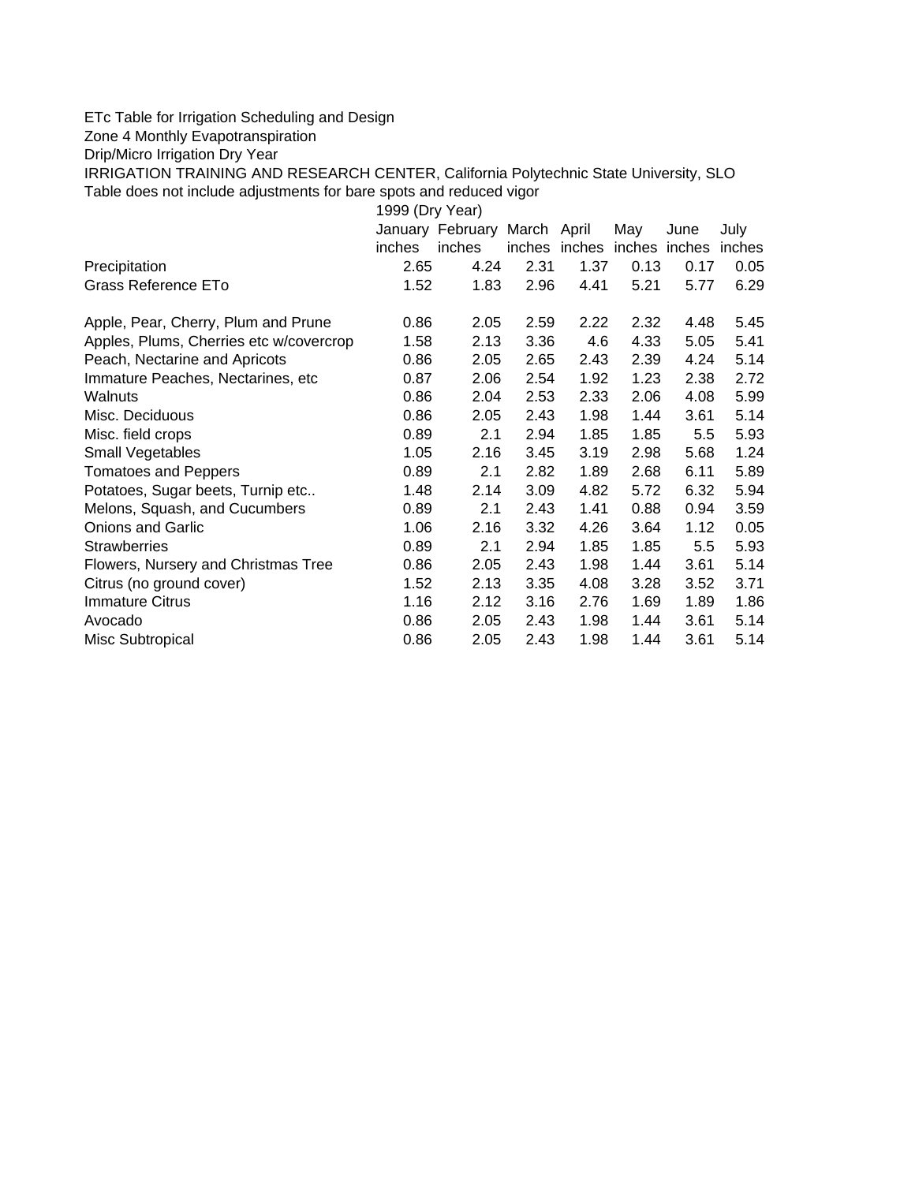ETc Table for Irrigation Scheduling and Design

Zone 4 Monthly Evapotranspiration

Drip/Micro Irrigation Dry Year

IRRIGATION TRAINING AND RESEARCH CENTER, California Polytechnic State University, SLO

Table does not include adjustments for bare spots and reduced vigor

| | 1999 (Dry Year) | | | | | | |
|---|---|---|---|---|---|---|---|
| | January | February | March | April | May | June | July |
| | inches | inches | inches | inches | inches | inches | inches |
| Precipitation | 2.65 | 4.24 | 2.31 | 1.37 | 0.13 | 0.17 | 0.05 |
| Grass Reference ETo | 1.52 | 1.83 | 2.96 | 4.41 | 5.21 | 5.77 | 6.29 |
| | | | | | | | |
| Apple, Pear, Cherry, Plum and Prune | 0.86 | 2.05 | 2.59 | 2.22 | 2.32 | 4.48 | 5.45 |
| Apples, Plums, Cherries etc w/covercrop | 1.58 | 2.13 | 3.36 | 4.6 | 4.33 | 5.05 | 5.41 |
| Peach, Nectarine and Apricots | 0.86 | 2.05 | 2.65 | 2.43 | 2.39 | 4.24 | 5.14 |
| Immature Peaches, Nectarines, etc | 0.87 | 2.06 | 2.54 | 1.92 | 1.23 | 2.38 | 2.72 |
| Walnuts | 0.86 | 2.04 | 2.53 | 2.33 | 2.06 | 4.08 | 5.99 |
| Misc. Deciduous | 0.86 | 2.05 | 2.43 | 1.98 | 1.44 | 3.61 | 5.14 |
| Misc. field crops | 0.89 | 2.1 | 2.94 | 1.85 | 1.85 | 5.5 | 5.93 |
| Small Vegetables | 1.05 | 2.16 | 3.45 | 3.19 | 2.98 | 5.68 | 1.24 |
| Tomatoes and Peppers | 0.89 | 2.1 | 2.82 | 1.89 | 2.68 | 6.11 | 5.89 |
| Potatoes, Sugar beets, Turnip etc.. | 1.48 | 2.14 | 3.09 | 4.82 | 5.72 | 6.32 | 5.94 |
| Melons, Squash, and Cucumbers | 0.89 | 2.1 | 2.43 | 1.41 | 0.88 | 0.94 | 3.59 |
| Onions and Garlic | 1.06 | 2.16 | 3.32 | 4.26 | 3.64 | 1.12 | 0.05 |
| Strawberries | 0.89 | 2.1 | 2.94 | 1.85 | 1.85 | 5.5 | 5.93 |
| Flowers, Nursery and Christmas Tree | 0.86 | 2.05 | 2.43 | 1.98 | 1.44 | 3.61 | 5.14 |
| Citrus (no ground cover) | 1.52 | 2.13 | 3.35 | 4.08 | 3.28 | 3.52 | 3.71 |
| Immature Citrus | 1.16 | 2.12 | 3.16 | 2.76 | 1.69 | 1.89 | 1.86 |
| Avocado | 0.86 | 2.05 | 2.43 | 1.98 | 1.44 | 3.61 | 5.14 |
| Misc Subtropical | 0.86 | 2.05 | 2.43 | 1.98 | 1.44 | 3.61 | 5.14 |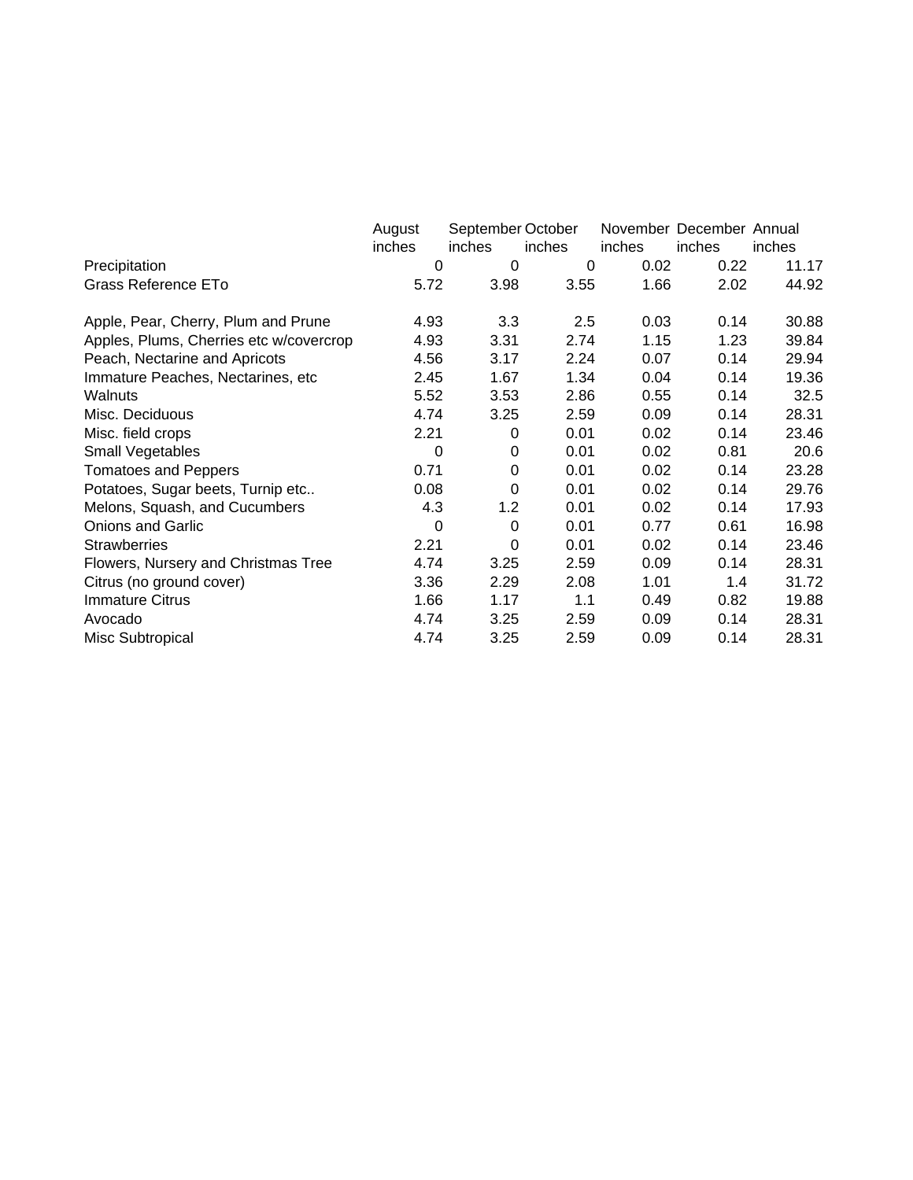| | August inches | September inches | October inches | November inches | December inches | Annual inches |
|---|---|---|---|---|---|---|
| Precipitation | 0 | 0 | 0 | 0.02 | 0.22 | 11.17 |
| Grass Reference ETo | 5.72 | 3.98 | 3.55 | 1.66 | 2.02 | 44.92 |
| | | | | | | |
| Apple, Pear, Cherry, Plum and Prune | 4.93 | 3.3 | 2.5 | 0.03 | 0.14 | 30.88 |
| Apples, Plums, Cherries etc w/covercrop | 4.93 | 3.31 | 2.74 | 1.15 | 1.23 | 39.84 |
| Peach, Nectarine and Apricots | 4.56 | 3.17 | 2.24 | 0.07 | 0.14 | 29.94 |
| Immature Peaches, Nectarines, etc | 2.45 | 1.67 | 1.34 | 0.04 | 0.14 | 19.36 |
| Walnuts | 5.52 | 3.53 | 2.86 | 0.55 | 0.14 | 32.5 |
| Misc. Deciduous | 4.74 | 3.25 | 2.59 | 0.09 | 0.14 | 28.31 |
| Misc. field crops | 2.21 | 0 | 0.01 | 0.02 | 0.14 | 23.46 |
| Small Vegetables | 0 | 0 | 0.01 | 0.02 | 0.81 | 20.6 |
| Tomatoes and Peppers | 0.71 | 0 | 0.01 | 0.02 | 0.14 | 23.28 |
| Potatoes, Sugar beets, Turnip etc.. | 0.08 | 0 | 0.01 | 0.02 | 0.14 | 29.76 |
| Melons, Squash, and Cucumbers | 4.3 | 1.2 | 0.01 | 0.02 | 0.14 | 17.93 |
| Onions and Garlic | 0 | 0 | 0.01 | 0.77 | 0.61 | 16.98 |
| Strawberries | 2.21 | 0 | 0.01 | 0.02 | 0.14 | 23.46 |
| Flowers, Nursery and Christmas Tree | 4.74 | 3.25 | 2.59 | 0.09 | 0.14 | 28.31 |
| Citrus (no ground cover) | 3.36 | 2.29 | 2.08 | 1.01 | 1.4 | 31.72 |
| Immature Citrus | 1.66 | 1.17 | 1.1 | 0.49 | 0.82 | 19.88 |
| Avocado | 4.74 | 3.25 | 2.59 | 0.09 | 0.14 | 28.31 |
| Misc Subtropical | 4.74 | 3.25 | 2.59 | 0.09 | 0.14 | 28.31 |